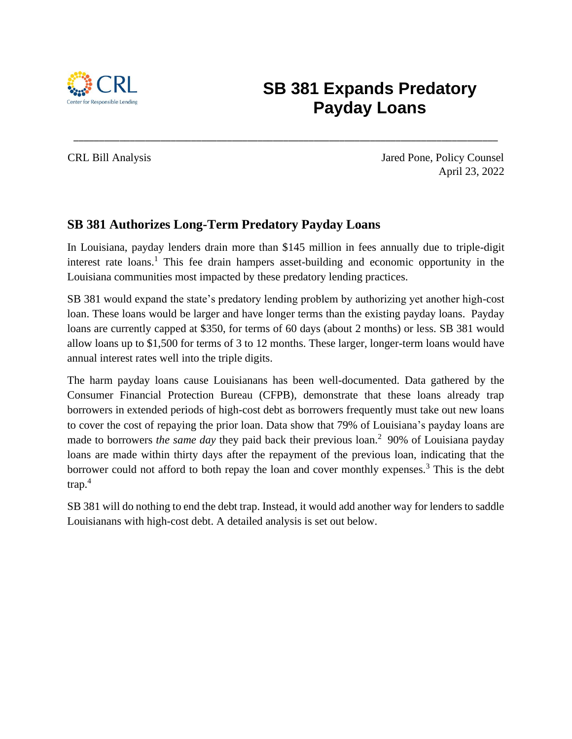CRL
Center for Responsible Lending

# SB 381 Expands Predatory Payday Loans

---

CRL Bill Analysis

Jared Pone, Policy Counsel
April 23, 2022

## SB 381 Authorizes Long-Term Predatory Payday Loans

In Louisiana, payday lenders drain more than $145 million in fees annually due to triple-digit interest rate loans.[1] This fee drain hampers asset-building and economic opportunity in the Louisiana communities most impacted by these predatory lending practices.

SB 381 would expand the state's predatory lending problem by authorizing yet another high-cost loan. These loans would be larger and have longer terms than the existing payday loans. Payday loans are currently capped at $350, for terms of 60 days (about 2 months) or less. SB 381 would allow loans up to $1,500 for terms of 3 to 12 months. These larger, longer-term loans would have annual interest rates well into the triple digits.

The harm payday loans cause Louisianans has been well-documented. Data gathered by the Consumer Financial Protection Bureau (CFPB), demonstrate that these loans already trap borrowers in extended periods of high-cost debt as borrowers frequently must take out new loans to cover the cost of repaying the prior loan. Data show that 79% of Louisiana's payday loans are made to borrowers *the same day* they paid back their previous loan.[2] 90% of Louisiana payday loans are made within thirty days after the repayment of the previous loan, indicating that the borrower could not afford to both repay the loan and cover monthly expenses.[3] This is the debt trap.[4]

SB 381 will do nothing to end the debt trap. Instead, it would add another way for lenders to saddle Louisianans with high-cost debt. A detailed analysis is set out below.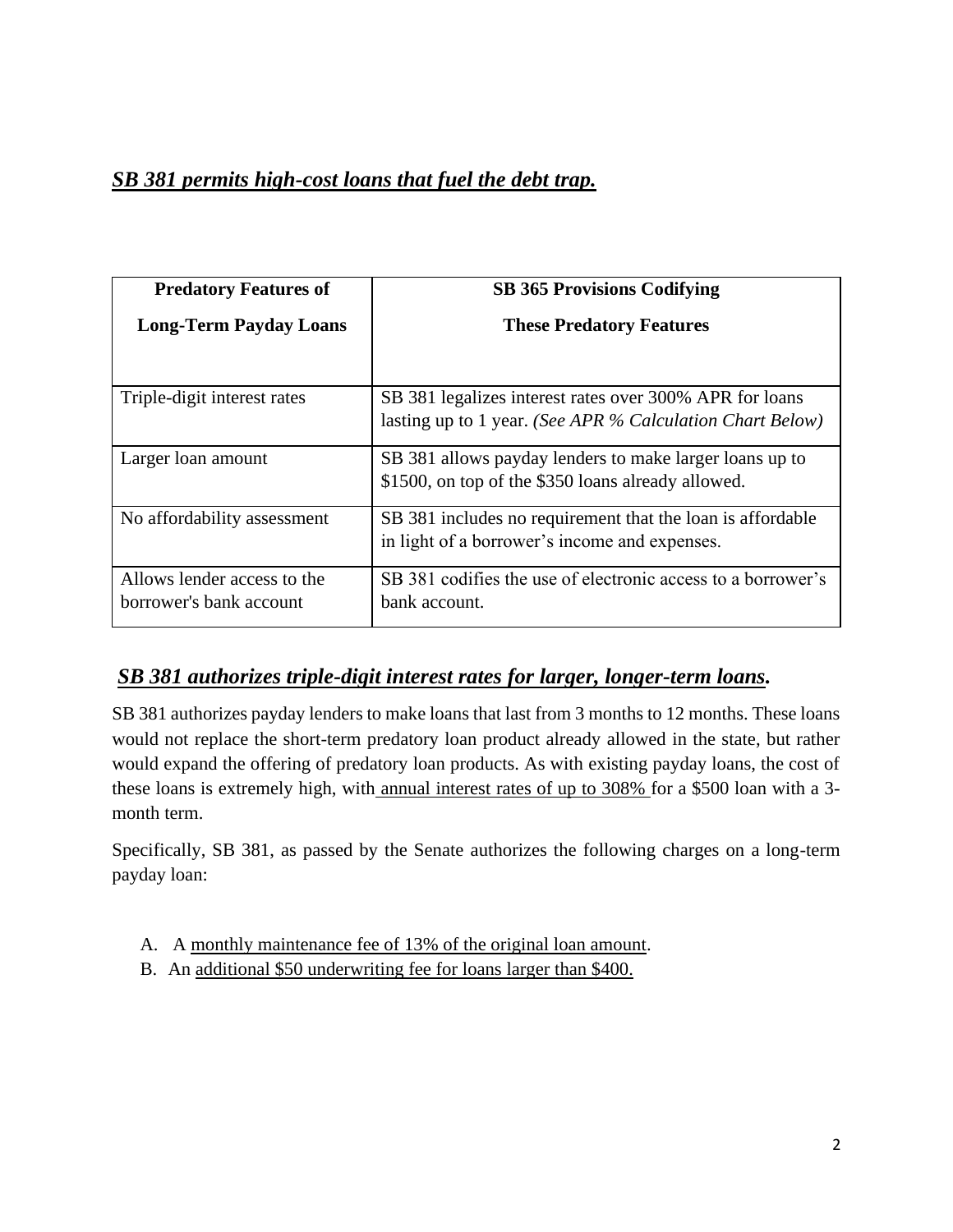## ***SB 381 permits high-cost loans that fuel the debt trap.***

| **Predatory Features of Long-Term Payday Loans** | **SB 365 Provisions Codifying These Predatory Features** |
|---|---|
| Triple-digit interest rates | SB 381 legalizes interest rates over 300% APR for loans lasting up to 1 year. *(See APR % Calculation Chart Below)* |
| Larger loan amount | SB 381 allows payday lenders to make larger loans up to $1500, on top of the $350 loans already allowed. |
| No affordability assessment | SB 381 includes no requirement that the loan is affordable in light of a borrower's income and expenses. |
| Allows lender access to the borrower's bank account | SB 381 codifies the use of electronic access to a borrower's bank account. |

## ***SB 381 authorizes triple-digit interest rates for larger, longer-term loans.***

SB 381 authorizes payday lenders to make loans that last from 3 months to 12 months. These loans would not replace the short-term predatory loan product already allowed in the state, but rather would expand the offering of predatory loan products. As with existing payday loans, the cost of these loans is extremely high, with annual interest rates of up to 308% for a $500 loan with a 3-month term.

Specifically, SB 381, as passed by the Senate authorizes the following charges on a long-term payday loan:

A. A monthly maintenance fee of 13% of the original loan amount.
B. An additional $50 underwriting fee for loans larger than $400.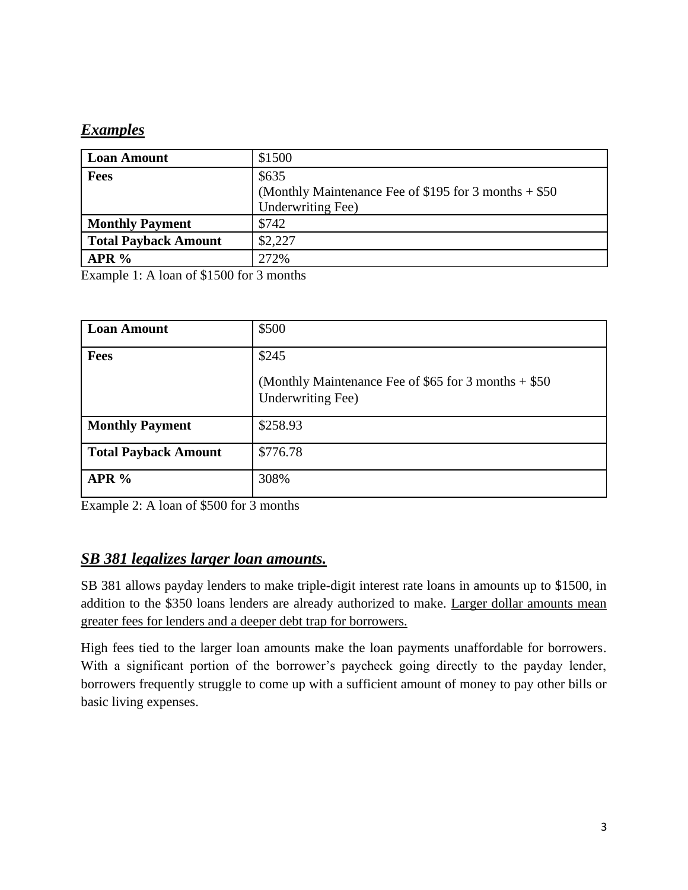## ***Examples***

| Loan Amount | $1500 |
| --- | --- |
| **Fees** | $635<br>(Monthly Maintenance Fee of $195 for 3 months + $50 Underwriting Fee) |
| **Monthly Payment** | $742 |
| **Total Payback Amount** | $2,227 |
| **APR %** | 272% |

Example 1: A loan of $1500 for 3 months

| Loan Amount | $500 |
| --- | --- |
| **Fees** | $245<br>(Monthly Maintenance Fee of $65 for 3 months + $50 Underwriting Fee) |
| **Monthly Payment** | $258.93 |
| **Total Payback Amount** | $776.78 |
| **APR %** | 308% |

Example 2: A loan of $500 for 3 months

## ***SB 381 legalizes larger loan amounts.***

SB 381 allows payday lenders to make triple-digit interest rate loans in amounts up to $1500, in addition to the $350 loans lenders are already authorized to make. Larger dollar amounts mean greater fees for lenders and a deeper debt trap for borrowers.

High fees tied to the larger loan amounts make the loan payments unaffordable for borrowers. With a significant portion of the borrower's paycheck going directly to the payday lender, borrowers frequently struggle to come up with a sufficient amount of money to pay other bills or basic living expenses.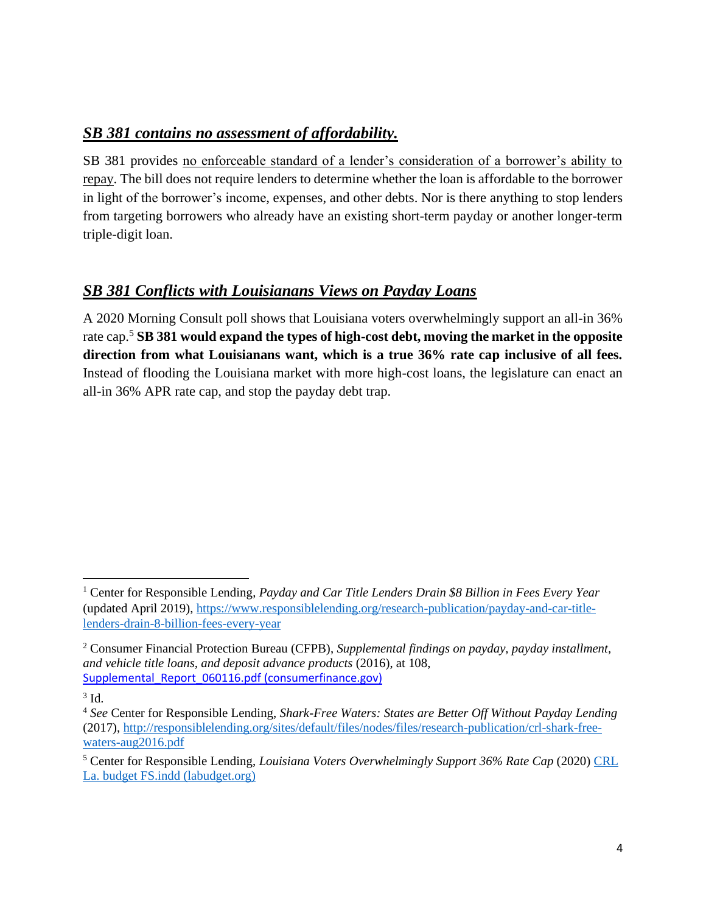## ***SB 381 contains no assessment of affordability.***

SB 381 provides no enforceable standard of a lender's consideration of a borrower's ability to repay. The bill does not require lenders to determine whether the loan is affordable to the borrower in light of the borrower's income, expenses, and other debts. Nor is there anything to stop lenders from targeting borrowers who already have an existing short-term payday or another longer-term triple-digit loan.

## ***SB 381 Conflicts with Louisianans Views on Payday Loans***

A 2020 Morning Consult poll shows that Louisiana voters overwhelmingly support an all-in 36% rate cap.[5] **SB 381 would expand the types of high-cost debt, moving the market in the opposite direction from what Louisianans want, which is a true 36% rate cap inclusive of all fees.** Instead of flooding the Louisiana market with more high-cost loans, the legislature can enact an all-in 36% APR rate cap, and stop the payday debt trap.

---

[1] Center for Responsible Lending, *Payday and Car Title Lenders Drain $8 Billion in Fees Every Year* (updated April 2019), https://www.responsiblelending.org/research-publication/payday-and-car-title-lenders-drain-8-billion-fees-every-year

[2] Consumer Financial Protection Bureau (CFPB), *Supplemental findings on payday, payday installment, and vehicle title loans, and deposit advance products* (2016), at 108, Supplemental_Report_060116.pdf (consumerfinance.gov)

[3] Id.

[4] *See* Center for Responsible Lending, *Shark-Free Waters: States are Better Off Without Payday Lending* (2017), http://responsiblelending.org/sites/default/files/nodes/files/research-publication/crl-shark-free-waters-aug2016.pdf

[5] Center for Responsible Lending, *Louisiana Voters Overwhelmingly Support 36% Rate Cap* (2020) CRL La. budget FS.indd (labudget.org)